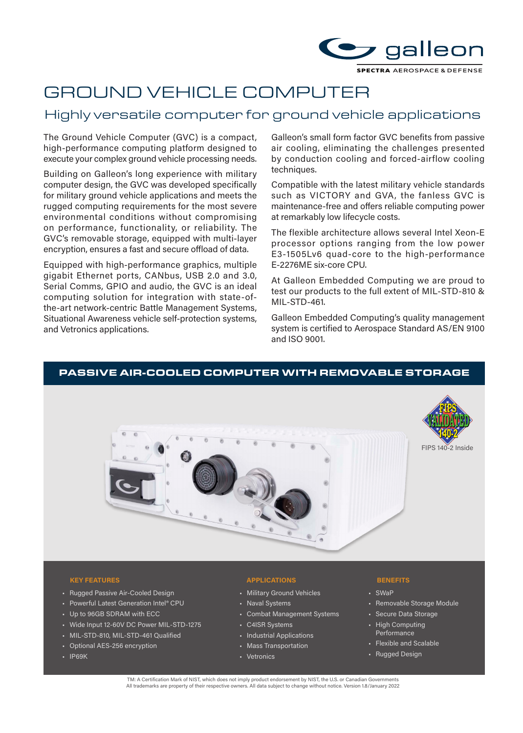# GROUND VEHICLE COMPUTER

## Highly versatile computer for ground vehicle applications

The Ground Vehicle Computer (GVC) is a compact, high-performance computing platform designed to execute your complex ground vehicle processing needs.

Building on Galleon's long experience with military computer design, the GVC was developed specifically for military ground vehicle applications and meets the rugged computing requirements for the most severe environmental conditions without compromising on performance, functionality, or reliability. The GVC's removable storage, equipped with multi-layer encryption, ensures a fast and secure offload of data.

Equipped with high-performance graphics, multiple gigabit Ethernet ports, CANbus, USB 2.0 and 3.0, Serial Comms, GPIO and audio, the GVC is an ideal computing solution for integration with state-of-the-art network-centric Battle Management Systems, Situational Awareness vehicle self-protection systems, and Vetronics applications.

Galleon's small form factor GVC benefits from passive air cooling, eliminating the challenges presented by conduction cooling and forced-airflow cooling techniques.

Compatible with the latest military vehicle standards such as VICTORY and GVA, the fanless GVC is maintenance-free and offers reliable computing power at remarkably low lifecycle costs.

The flexible architecture allows several Intel Xeon-E processor options ranging from the low power E3-1505Lv6 quad-core to the high-performance E-2276ME six-core CPU.

At Galleon Embedded Computing we are proud to test our products to the full extent of MIL-STD-810 & MIL-STD-461.

Galleon Embedded Computing's quality management system is certified to Aerospace Standard AS/EN 9100 and ISO 9001.

## PASSIVE AIR-COOLED COMPUTER WITH REMOVABLE STORAGE

FIPS 140-2 Inside

### KEY FEATURES

- Rugged Passive Air-Cooled Design
- Powerful Latest Generation Intel® CPU
- Up to 96GB SDRAM with ECC
- Wide Input 12-60V DC Power MIL-STD-1275
- MIL-STD-810, MIL-STD-461 Qualified
- Optional AES-256 encryption
- IP69K

### APPLICATIONS

- Military Ground Vehicles
- Naval Systems
- Combat Management Systems
- C4ISR Systems
- Industrial Applications
- Mass Transportation
- Vetronics

### BENEFITS

- SWaP
- Removable Storage Module
- Secure Data Storage
- High Computing Performance
- Flexible and Scalable
- Rugged Design

TM: A Certification Mark of NIST, which does not imply product endorsement by NIST, the U.S. or Canadian Governments
All trademarks are property of their respective owners. All data subject to change without notice. Version 1.8/January 2022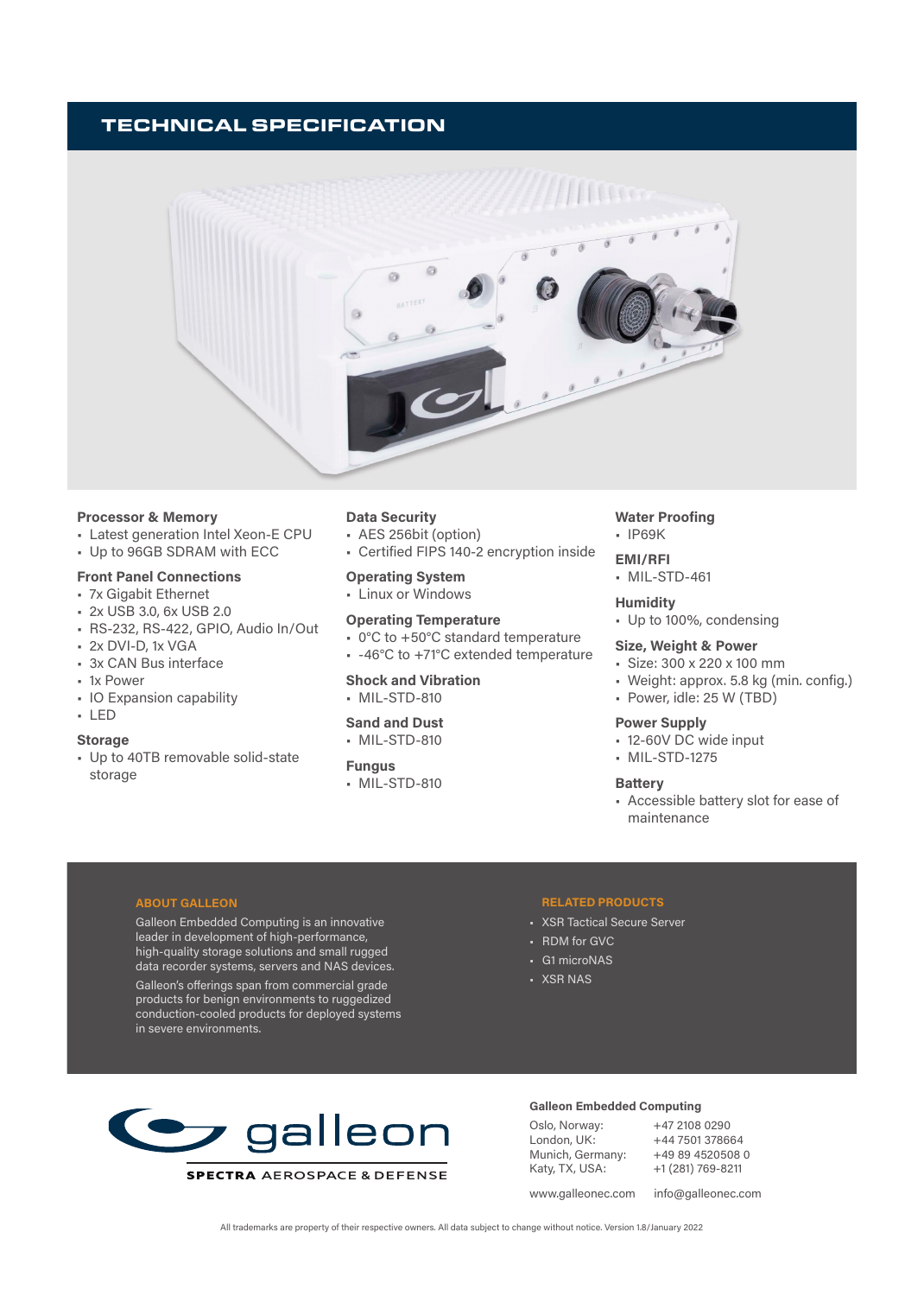## TECHNICAL SPECIFICATION

### Processor & Memory
- Latest generation Intel Xeon-E CPU
- Up to 96GB SDRAM with ECC

### Front Panel Connections
- 7x Gigabit Ethernet
- 2x USB 3.0, 6x USB 2.0
- RS-232, RS-422, GPIO, Audio In/Out
- 2x DVI-D, 1x VGA
- 3x CAN Bus interface
- 1x Power
- IO Expansion capability
- LED

### Storage
- Up to 40TB removable solid-state storage

### Data Security
- AES 256bit (option)
- Certified FIPS 140-2 encryption inside

### Operating System
- Linux or Windows

### Operating Temperature
- 0°C to +50°C standard temperature
- -46°C to +71°C extended temperature

### Shock and Vibration
- MIL-STD-810

### Sand and Dust
- MIL-STD-810

### Fungus
- MIL-STD-810

### Water Proofing
- IP69K

### EMI/RFI
- MIL-STD-461

### Humidity
- Up to 100%, condensing

### Size, Weight & Power
- Size: 300 x 220 x 100 mm
- Weight: approx. 5.8 kg (min. config.)
- Power, idle: 25 W (TBD)

### Power Supply
- 12-60V DC wide input
- MIL-STD-1275

### Battery
- Accessible battery slot for ease of maintenance

### ABOUT GALLEON

Galleon Embedded Computing is an innovative leader in development of high-performance, high-quality storage solutions and small rugged data recorder systems, servers and NAS devices.

Galleon's offerings span from commercial grade products for benign environments to ruggedized conduction-cooled products for deployed systems in severe environments.

### RELATED PRODUCTS
- XSR Tactical Secure Server
- RDM for GVC
- G1 microNAS
- XSR NAS

galleon
SPECTRA AEROSPACE & DEFENSE

**Galleon Embedded Computing**

| | |
|---|---|
| Oslo, Norway: | +47 2108 0290 |
| London, UK: | +44 7501 378664 |
| Munich, Germany: | +49 89 4520508 0 |
| Katy, TX, USA: | +1 (281) 769-8211 |

www.galleonec.com info@galleonec.com

All trademarks are property of their respective owners. All data subject to change without notice. Version 1.8/January 2022